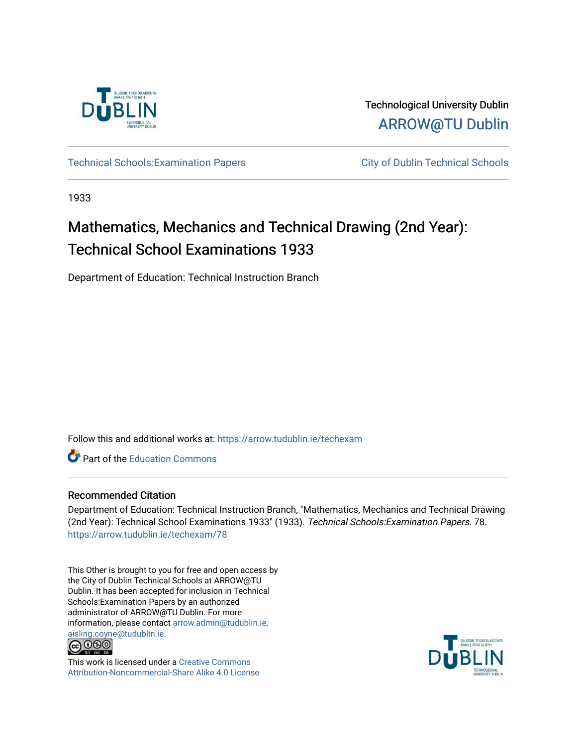Technological University Dublin

ARROW@TU Dublin

Technical Schools:Examination Papers | City of Dublin Technical Schools

1933

# Mathematics, Mechanics and Technical Drawing (2nd Year): Technical School Examinations 1933

Department of Education: Technical Instruction Branch

Follow this and additional works at: https://arrow.tudublin.ie/techexam

Part of the Education Commons

## Recommended Citation

Department of Education: Technical Instruction Branch, "Mathematics, Mechanics and Technical Drawing (2nd Year): Technical School Examinations 1933" (1933). *Technical Schools:Examination Papers*. 78. https://arrow.tudublin.ie/techexam/78

This Other is brought to you for free and open access by the City of Dublin Technical Schools at ARROW@TU Dublin. It has been accepted for inclusion in Technical Schools:Examination Papers by an authorized administrator of ARROW@TU Dublin. For more information, please contact arrow.admin@tudublin.ie, aisling.coyne@tudublin.ie.

This work is licensed under a Creative Commons Attribution-Noncommercial-Share Alike 4.0 License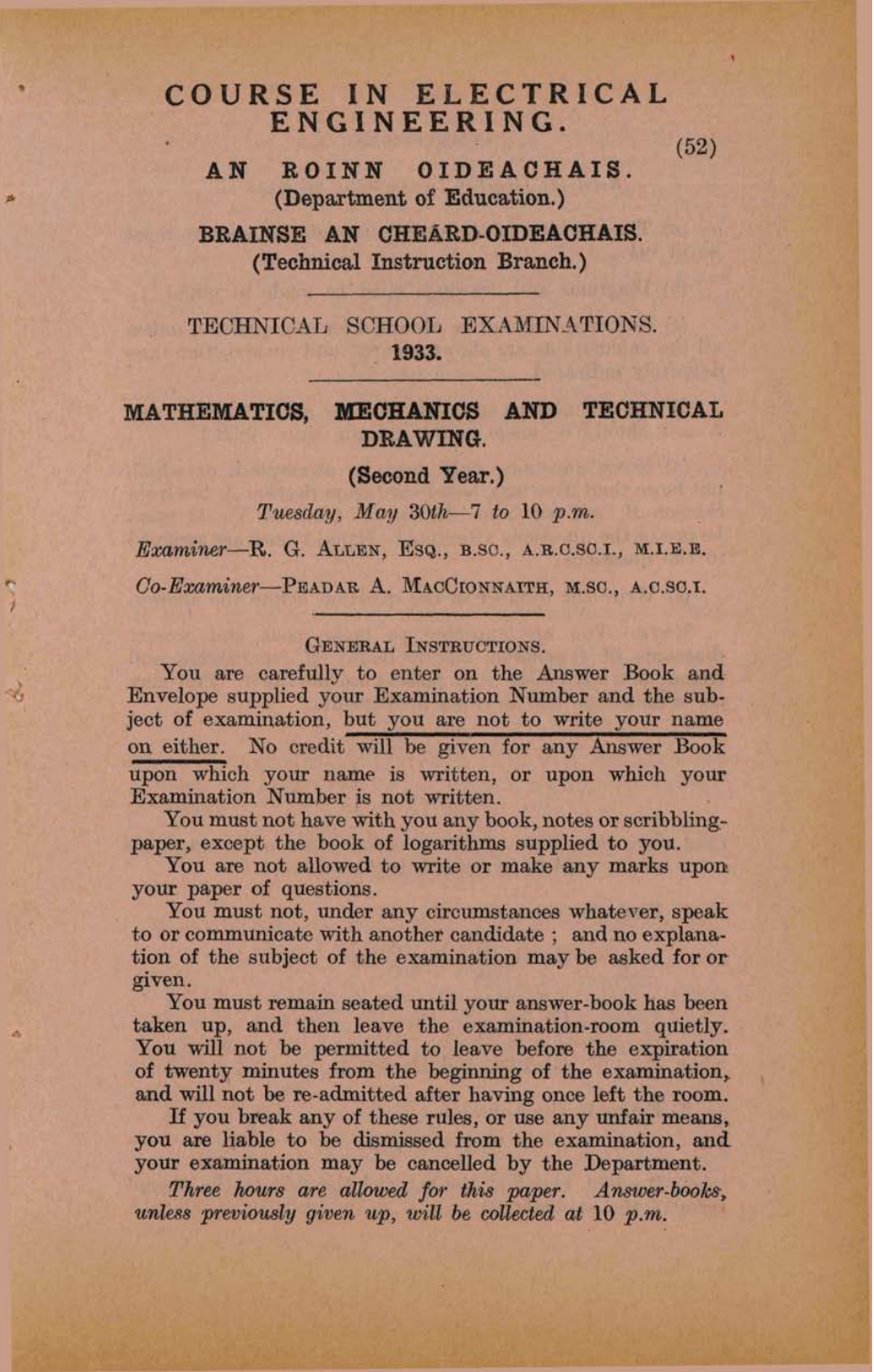# COURSE IN ELECTRICAL ENGINEERING.

(52)

## AN ROINN OIDEACHAIS.

**(Department of Education.)**

## BRAINSE AN CHEÁRD-OIDEACHAIS.

**(Technical Instruction Branch.)**

---

TECHNICAL SCHOOL EXAMINATIONS.

**1933.**

---

## MATHEMATICS, MECHANICS AND TECHNICAL DRAWING.

**(Second Year.)**

*Tuesday, May 30th—7 to 10 p.m.*

*Examiner*—R. G. Allen, Esq., B.Sc., A.R.C.Sc.I., M.I.E.E.

*Co-Examiner*—Peadar A. MacCionnaith, M.Sc., A.C.Sc.I.

---

### General Instructions.

You are carefully to enter on the Answer Book and Envelope supplied your Examination Number and the subject of examination, but you are not to write your name on either. No credit will be given for any Answer Book upon which your name is written, or upon which your Examination Number is not written.

You must not have with you any book, notes or scribbling-paper, except the book of logarithms supplied to you.

You are not allowed to write or make any marks upon your paper of questions.

You must not, under any circumstances whatever, speak to or communicate with another candidate; and no explanation of the subject of the examination may be asked for or given.

You must remain seated until your answer-book has been taken up, and then leave the examination-room quietly. You will not be permitted to leave before the expiration of twenty minutes from the beginning of the examination, and will not be re-admitted after having once left the room.

If you break any of these rules, or use any unfair means, you are liable to be dismissed from the examination, and your examination may be cancelled by the Department.

*Three hours are allowed for this paper. Answer-books, unless previously given up, will be collected at 10 p.m.*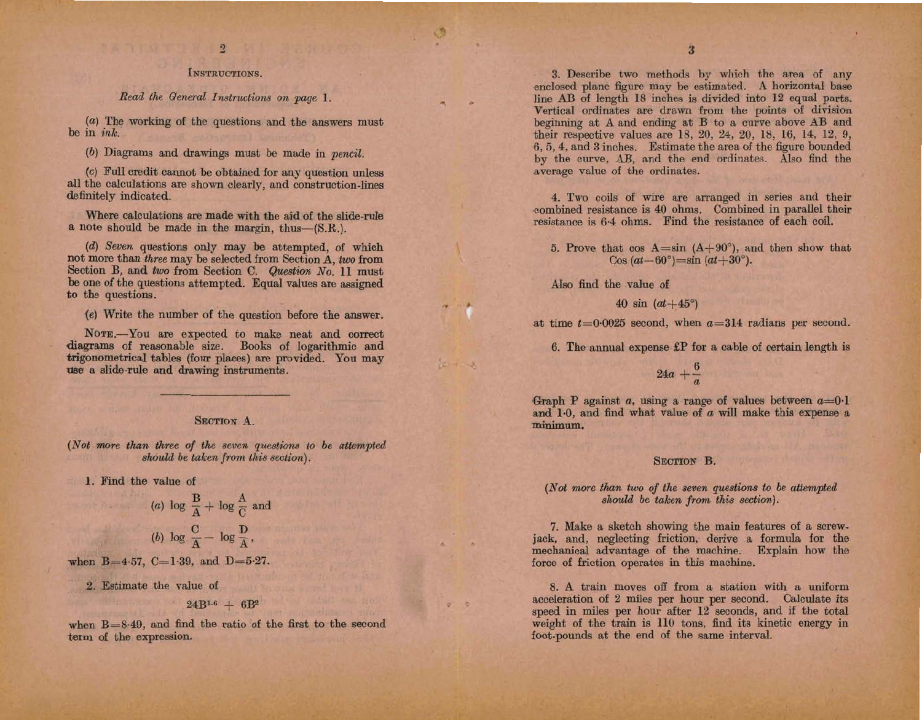## Instructions.

*Read the General Instructions on page 1.*

(*a*) The working of the questions and the answers must be in *ink*.

(*b*) Diagrams and drawings must be made in *pencil*.

(*c*) Full credit cannot be obtained for any question unless all the calculations are shown clearly, and construction-lines definitely indicated.

Where calculations are made with the aid of the slide-rule a note should be made in the margin, thus—(S.R.).

(*d*) *Seven* questions only may be attempted, of which not more than *three* may be selected from Section A, *two* from Section B, and *two* from Section C. *Question No.* 11 must be one of the questions attempted. Equal values are assigned to the questions.

(*e*) Write the number of the question before the answer.

Note.—You are expected to make neat and correct diagrams of reasonable size. Books of logarithmic and trigonometrical tables (four places) are provided. You may use a slide-rule and drawing instruments.

---

## Section A.

*(Not more than three of the seven questions to be attempted should be taken from this section).*

1. Find the value of

$$(a)\ \log \frac{B}{A} + \log \frac{A}{C} \text{ and}$$

$$(b)\ \log \frac{C}{A} - \log \frac{D}{A},$$

when $B = 4{\cdot}57$, $C = 1{\cdot}39$, and $D = 5{\cdot}27$.

2. Estimate the value of

$$24B^{1{\cdot}6} + 6B^2$$

when $B = 8{\cdot}49$, and find the ratio of the first to the second term of the expression.

3. Describe two methods by which the area of any enclosed plane figure may be estimated. A horizontal base line AB of length 18 inches is divided into 12 equal parts. Vertical ordinates are drawn from the points of division beginning at A and ending at B to a curve above AB and their respective values are 18, 20, 24, 20, 18, 16, 14, 12, 9, 6, 5, 4, and 3 inches. Estimate the area of the figure bounded by the curve, AB, and the end ordinates. Also find the average value of the ordinates.

4. Two coils of wire are arranged in series and their combined resistance is 40 ohms. Combined in parallel their resistance is 6·4 ohms. Find the resistance of each coil.

5. Prove that $\cos A = \sin (A + 90^\circ)$, and then show that $\cos (at - 60^\circ) = \sin (at + 30^\circ)$.

Also find the value of

$$40 \sin (at + 45^\circ)$$

at time $t = 0{\cdot}0025$ second, when $a = 314$ radians per second.

6. The annual expense £P for a cable of certain length is

$$24a + \frac{6}{a}$$

Graph P against $a$, using a range of values between $a = 0{\cdot}1$ and $1{\cdot}0$, and find what value of $a$ will make this expense a minimum.

## Section B.

*(Not more than two of the seven questions to be attempted should be taken from this section).*

7. Make a sketch showing the main features of a screw-jack, and, neglecting friction, derive a formula for the mechanical advantage of the machine. Explain how the force of friction operates in this machine.

8. A train moves off from a station with a uniform acceleration of 2 miles per hour per second. Calculate its speed in miles per hour after 12 seconds, and if the total weight of the train is 110 tons, find its kinetic energy in foot-pounds at the end of the same interval.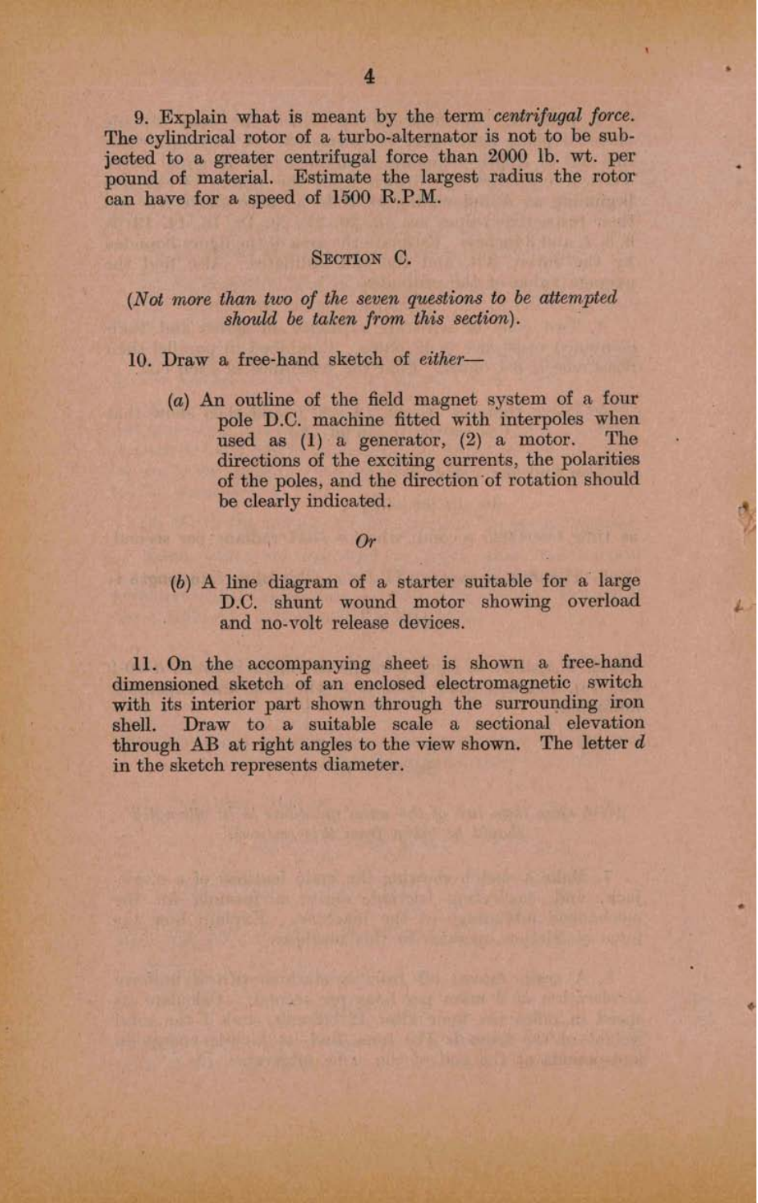9. Explain what is meant by the term *centrifugal force*. The cylindrical rotor of a turbo-alternator is not to be subjected to a greater centrifugal force than 2000 lb. wt. per pound of material. Estimate the largest radius the rotor can have for a speed of 1500 R.P.M.

## Section C.

(*Not more than two of the seven questions to be attempted should be taken from this section*).

10. Draw a free-hand sketch of *either*—

(*a*) An outline of the field magnet system of a four pole D.C. machine fitted with interpoles when used as (1) a generator, (2) a motor. The directions of the exciting currents, the polarities of the poles, and the direction of rotation should be clearly indicated.

*Or*

(*b*) A line diagram of a starter suitable for a large D.C. shunt wound motor showing overload and no-volt release devices.

11. On the accompanying sheet is shown a free-hand dimensioned sketch of an enclosed electromagnetic switch with its interior part shown through the surrounding iron shell. Draw to a suitable scale a sectional elevation through AB at right angles to the view shown. The letter *d* in the sketch represents diameter.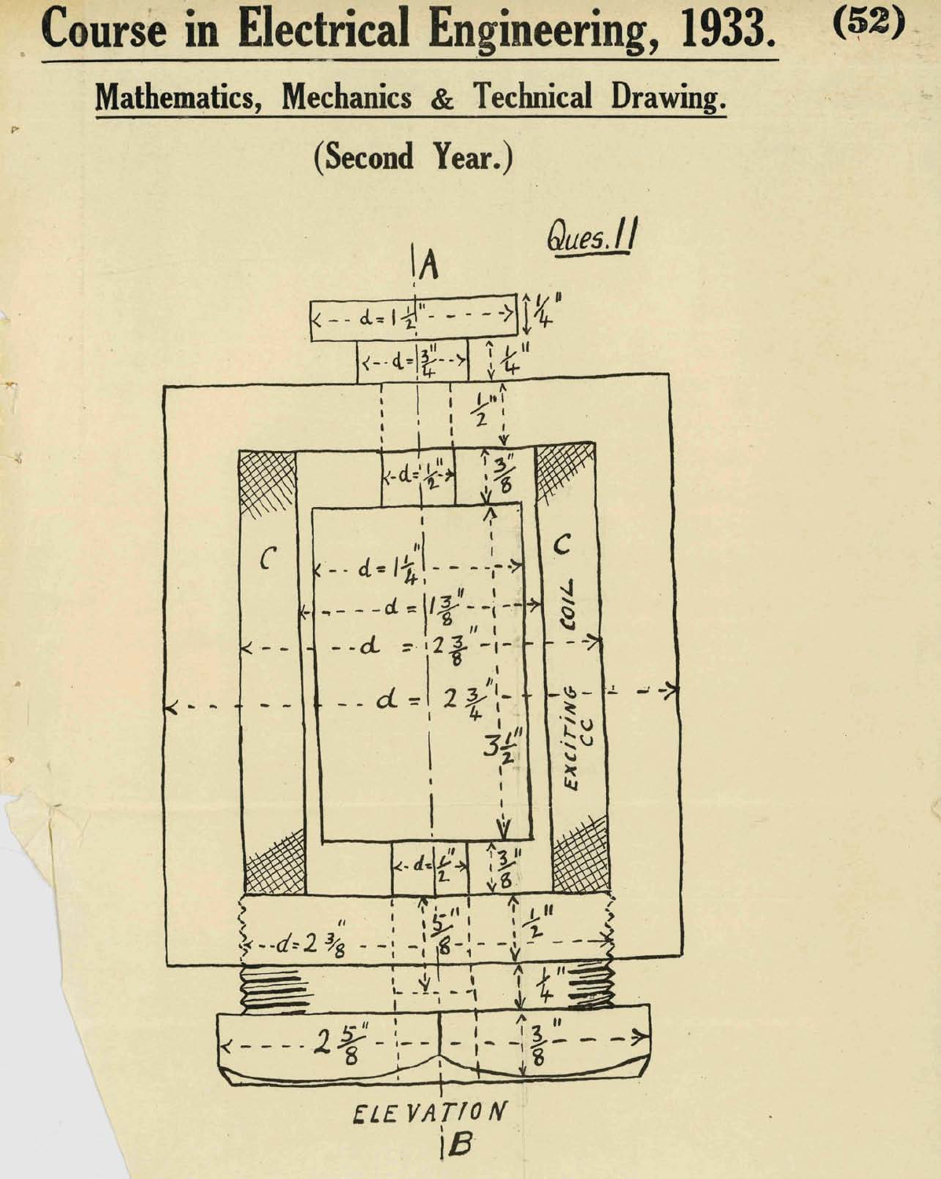# Course in Electrical Engineering, 1933.

## Mathematics, Mechanics & Technical Drawing.

### (Second Year.)

*Ques. 11*

A

d = 1½"

¼"

d = ¾"

¼"

½"

d = ½"

⅜"

C

C

d = 1¼"

d = 1⅜"

d = 2⅜"

d = 2¾"

3½"

EXCITING COIL

CC

d = ½"

⅜"

d = 2⅜"

⅝"

½"

¼"

2⅝"

⅜"

ELEVATION

B